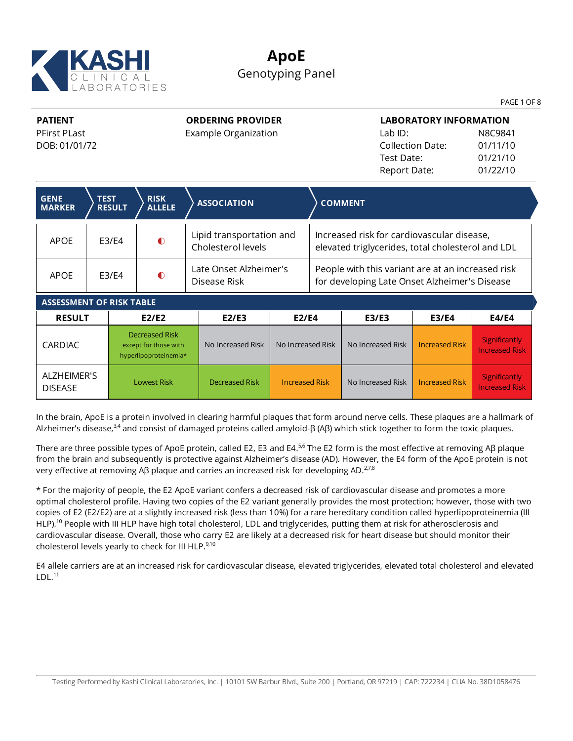# ApoE

Genotyping Panel

| PATIENT | ORDERING PROVIDER | LABORATORY INFORMATION | |
|---|---|---|---|
| PFirst PLast | Example Organization | Lab ID: | N8C9841 |
| DOB: 01/01/72 | | Collection Date: | 01/11/10 |
| | | Test Date: | 01/21/10 |
| | | Report Date: | 01/22/10 |

| GENE MARKER | TEST RESULT | RISK ALLELE | ASSOCIATION | COMMENT |
|---|---|---|---|---|
| APOE | E3/E4 | ◐ | Lipid transportation and Cholesterol levels | Increased risk for cardiovascular disease, elevated triglycerides, total cholesterol and LDL |
| APOE | E3/E4 | ◐ | Late Onset Alzheimer's Disease Risk | People with this variant are at an increased risk for developing Late Onset Alzheimer's Disease |

**ASSESSMENT OF RISK TABLE**

| RESULT | E2/E2 | E2/E3 | E2/E4 | E3/E3 | E3/E4 | E4/E4 |
|---|---|---|---|---|---|---|
| CARDIAC | Decreased Risk except for those with hyperlipoproteinemia* | No Increased Risk | No Increased Risk | No Increased Risk | Increased Risk | Significantly Increased Risk |
| ALZHEIMER'S DISEASE | Lowest Risk | Decreased Risk | Increased Risk | No Increased Risk | Increased Risk | Significantly Increased Risk |

In the brain, ApoE is a protein involved in clearing harmful plaques that form around nerve cells. These plaques are a hallmark of Alzheimer's disease,[3,4] and consist of damaged proteins called amyloid-β (Aβ) which stick together to form the toxic plaques.

There are three possible types of ApoE protein, called E2, E3 and E4.[5,6] The E2 form is the most effective at removing Aβ plaque from the brain and subsequently is protective against Alzheimer's disease (AD). However, the E4 form of the ApoE protein is not very effective at removing Aβ plaque and carries an increased risk for developing AD.[2,7,8]

* For the majority of people, the E2 ApoE variant confers a decreased risk of cardiovascular disease and promotes a more optimal cholesterol profile. Having two copies of the E2 variant generally provides the most protection; however, those with two copies of E2 (E2/E2) are at a slightly increased risk (less than 10%) for a rare hereditary condition called hyperlipoproteinemia (III HLP).[10] People with III HLP have high total cholesterol, LDL and triglycerides, putting them at risk for atherosclerosis and cardiovascular disease. Overall, those who carry E2 are likely at a decreased risk for heart disease but should monitor their cholesterol levels yearly to check for III HLP.[9,10]

E4 allele carriers are at an increased risk for cardiovascular disease, elevated triglycerides, elevated total cholesterol and elevated LDL.[11]

Testing Performed by Kashi Clinical Laboratories, Inc. | 10101 SW Barbur Blvd., Suite 200 | Portland, OR 97219 | CAP: 722234 | CLIA No. 38D1058476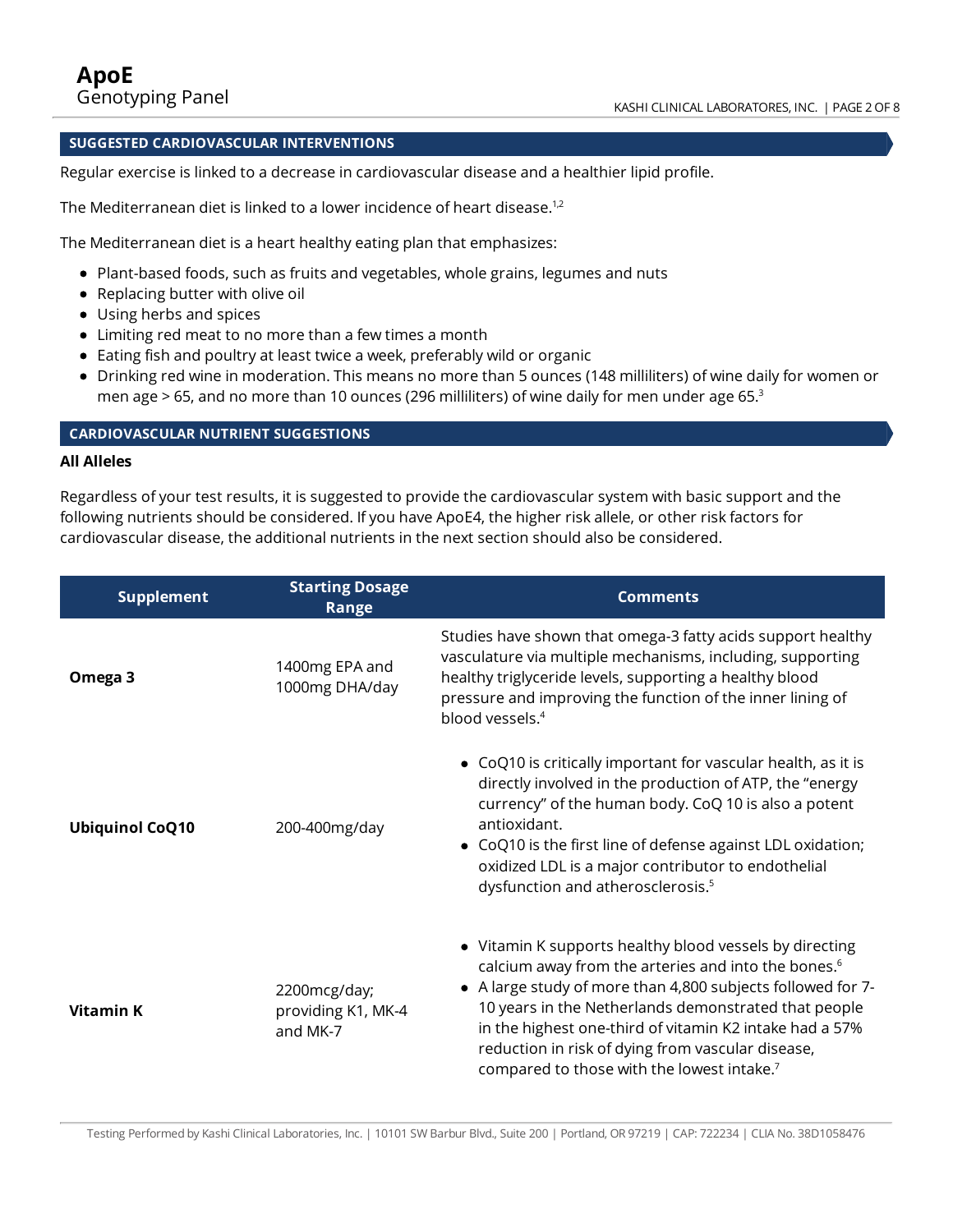## SUGGESTED CARDIOVASCULAR INTERVENTIONS

Regular exercise is linked to a decrease in cardiovascular disease and a healthier lipid profile.

The Mediterranean diet is linked to a lower incidence of heart disease.[1,2]

The Mediterranean diet is a heart healthy eating plan that emphasizes:

- Plant-based foods, such as fruits and vegetables, whole grains, legumes and nuts
- Replacing butter with olive oil
- Using herbs and spices
- Limiting red meat to no more than a few times a month
- Eating fish and poultry at least twice a week, preferably wild or organic
- Drinking red wine in moderation. This means no more than 5 ounces (148 milliliters) of wine daily for women or men age > 65, and no more than 10 ounces (296 milliliters) of wine daily for men under age 65.[3]

## CARDIOVASCULAR NUTRIENT SUGGESTIONS

### All Alleles

Regardless of your test results, it is suggested to provide the cardiovascular system with basic support and the following nutrients should be considered. If you have ApoE4, the higher risk allele, or other risk factors for cardiovascular disease, the additional nutrients in the next section should also be considered.

| Supplement | Starting Dosage Range | Comments |
|---|---|---|
| **Omega 3** | 1400mg EPA and 1000mg DHA/day | Studies have shown that omega-3 fatty acids support healthy vasculature via multiple mechanisms, including, supporting healthy triglyceride levels, supporting a healthy blood pressure and improving the function of the inner lining of blood vessels.[4] |
| **Ubiquinol CoQ10** | 200-400mg/day | • CoQ10 is critically important for vascular health, as it is directly involved in the production of ATP, the "energy currency" of the human body. CoQ 10 is also a potent antioxidant.<br>• CoQ10 is the first line of defense against LDL oxidation; oxidized LDL is a major contributor to endothelial dysfunction and atherosclerosis.[5] |
| **Vitamin K** | 2200mcg/day; providing K1, MK-4 and MK-7 | • Vitamin K supports healthy blood vessels by directing calcium away from the arteries and into the bones.[6]<br>• A large study of more than 4,800 subjects followed for 7-10 years in the Netherlands demonstrated that people in the highest one-third of vitamin K2 intake had a 57% reduction in risk of dying from vascular disease, compared to those with the lowest intake.[7] |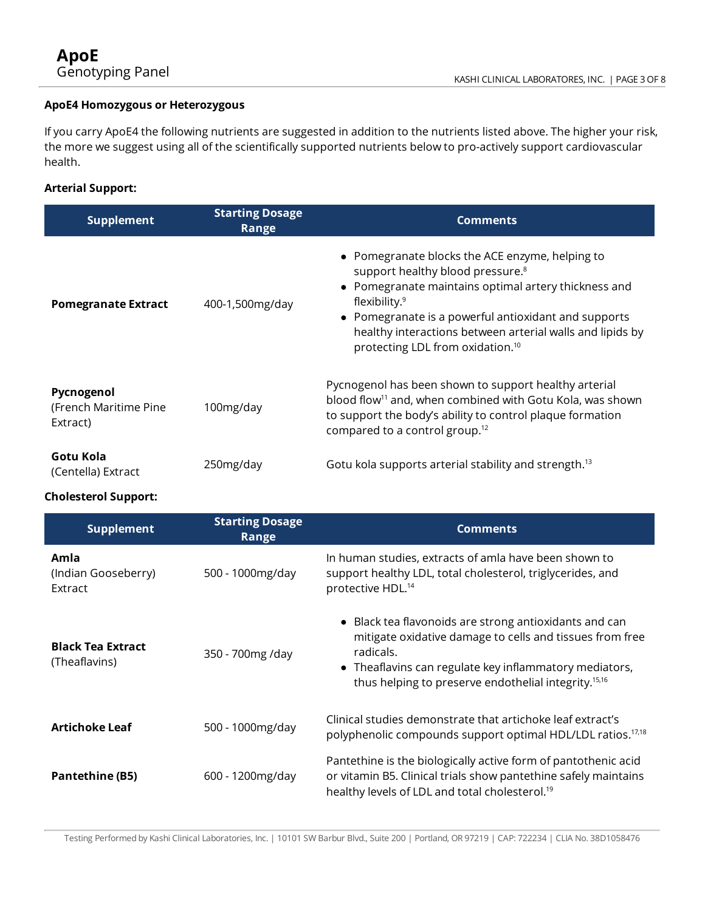### ApoE4 Homozygous or Heterozygous

If you carry ApoE4 the following nutrients are suggested in addition to the nutrients listed above. The higher your risk, the more we suggest using all of the scientifically supported nutrients below to pro-actively support cardiovascular health.

**Arterial Support:**

| Supplement | Starting Dosage Range | Comments |
|---|---|---|
| **Pomegranate Extract** | 400-1,500mg/day | • Pomegranate blocks the ACE enzyme, helping to support healthy blood pressure.[8]<br>• Pomegranate maintains optimal artery thickness and flexibility.[9]<br>• Pomegranate is a powerful antioxidant and supports healthy interactions between arterial walls and lipids by protecting LDL from oxidation.[10] |
| **Pycnogenol** (French Maritime Pine Extract) | 100mg/day | Pycnogenol has been shown to support healthy arterial blood flow[11] and, when combined with Gotu Kola, was shown to support the body's ability to control plaque formation compared to a control group.[12] |
| **Gotu Kola** (Centella) Extract | 250mg/day | Gotu kola supports arterial stability and strength.[13] |

**Cholesterol Support:**

| Supplement | Starting Dosage Range | Comments |
|---|---|---|
| **Amla** (Indian Gooseberry) Extract | 500 - 1000mg/day | In human studies, extracts of amla have been shown to support healthy LDL, total cholesterol, triglycerides, and protective HDL.[14] |
| **Black Tea Extract** (Theaflavins) | 350 - 700mg /day | • Black tea flavonoids are strong antioxidants and can mitigate oxidative damage to cells and tissues from free radicals.<br>• Theaflavins can regulate key inflammatory mediators, thus helping to preserve endothelial integrity.[15,16] |
| **Artichoke Leaf** | 500 - 1000mg/day | Clinical studies demonstrate that artichoke leaf extract's polyphenolic compounds support optimal HDL/LDL ratios.[17,18] |
| **Pantethine (B5)** | 600 - 1200mg/day | Pantethine is the biologically active form of pantothenic acid or vitamin B5. Clinical trials show pantethine safely maintains healthy levels of LDL and total cholesterol.[19] |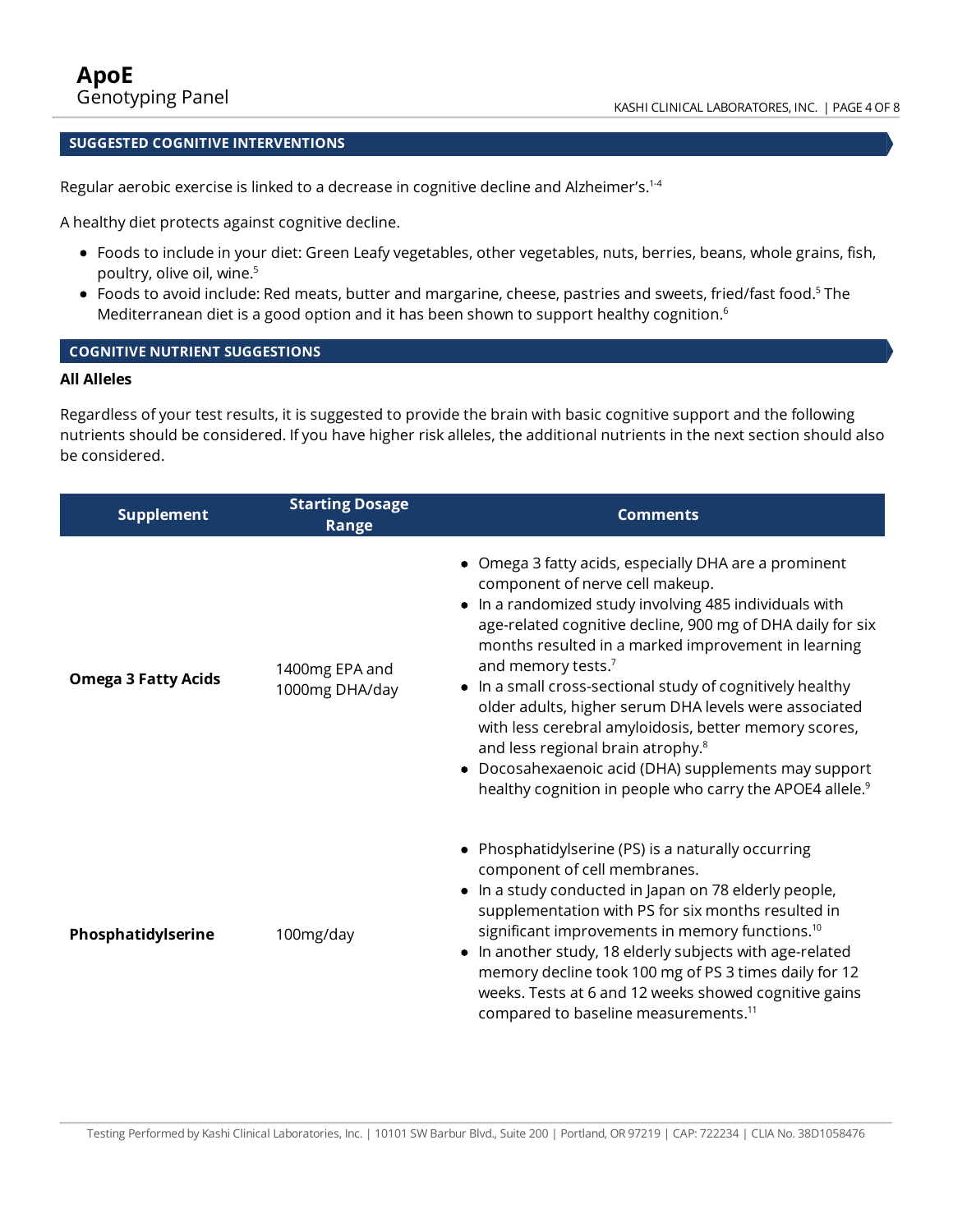## SUGGESTED COGNITIVE INTERVENTIONS

Regular aerobic exercise is linked to a decrease in cognitive decline and Alzheimer's.[1-4]

A healthy diet protects against cognitive decline.

- Foods to include in your diet: Green Leafy vegetables, other vegetables, nuts, berries, beans, whole grains, fish, poultry, olive oil, wine.[5]
- Foods to avoid include: Red meats, butter and margarine, cheese, pastries and sweets, fried/fast food.[5] The Mediterranean diet is a good option and it has been shown to support healthy cognition.[6]

## COGNITIVE NUTRIENT SUGGESTIONS

**All Alleles**

Regardless of your test results, it is suggested to provide the brain with basic cognitive support and the following nutrients should be considered. If you have higher risk alleles, the additional nutrients in the next section should also be considered.

| Supplement | Starting Dosage Range | Comments |
| --- | --- | --- |
| **Omega 3 Fatty Acids** | 1400mg EPA and 1000mg DHA/day | • Omega 3 fatty acids, especially DHA are a prominent component of nerve cell makeup.<br>• In a randomized study involving 485 individuals with age-related cognitive decline, 900 mg of DHA daily for six months resulted in a marked improvement in learning and memory tests.[7]<br>• In a small cross-sectional study of cognitively healthy older adults, higher serum DHA levels were associated with less cerebral amyloidosis, better memory scores, and less regional brain atrophy.[8]<br>• Docosahexaenoic acid (DHA) supplements may support healthy cognition in people who carry the APOE4 allele.[9] |
| **Phosphatidylserine** | 100mg/day | • Phosphatidylserine (PS) is a naturally occurring component of cell membranes.<br>• In a study conducted in Japan on 78 elderly people, supplementation with PS for six months resulted in significant improvements in memory functions.[10]<br>• In another study, 18 elderly subjects with age-related memory decline took 100 mg of PS 3 times daily for 12 weeks. Tests at 6 and 12 weeks showed cognitive gains compared to baseline measurements.[11] |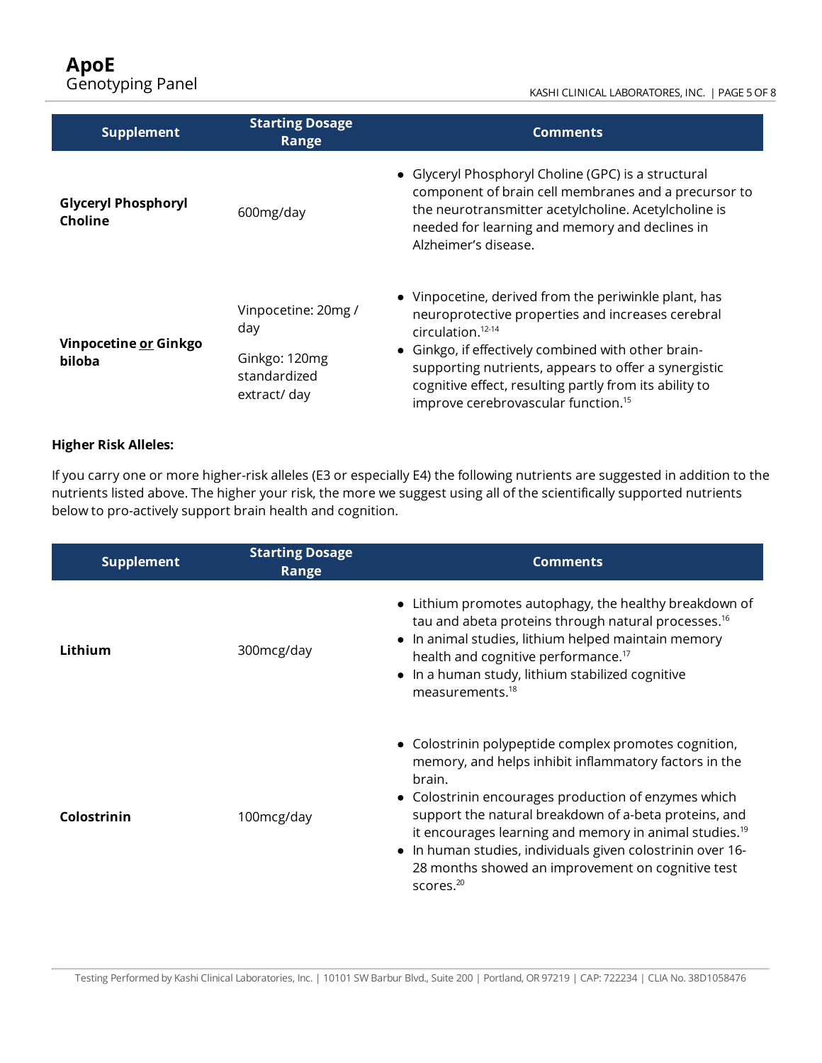| Supplement | Starting Dosage Range | Comments |
|---|---|---|
| **Glyceryl Phosphoryl Choline** | 600mg/day | • Glyceryl Phosphoryl Choline (GPC) is a structural component of brain cell membranes and a precursor to the neurotransmitter acetylcholine. Acetylcholine is needed for learning and memory and declines in Alzheimer's disease. |
| **Vinpocetine or Ginkgo biloba** | Vinpocetine: 20mg / day<br>Ginkgo: 120mg standardized extract/ day | • Vinpocetine, derived from the periwinkle plant, has neuroprotective properties and increases cerebral circulation.[12-14]<br>• Ginkgo, if effectively combined with other brain-supporting nutrients, appears to offer a synergistic cognitive effect, resulting partly from its ability to improve cerebrovascular function.[15] |

**Higher Risk Alleles:**

If you carry one or more higher-risk alleles (E3 or especially E4) the following nutrients are suggested in addition to the nutrients listed above. The higher your risk, the more we suggest using all of the scientifically supported nutrients below to pro-actively support brain health and cognition.

| Supplement | Starting Dosage Range | Comments |
|---|---|---|
| **Lithium** | 300mcg/day | • Lithium promotes autophagy, the healthy breakdown of tau and abeta proteins through natural processes.[16]<br>• In animal studies, lithium helped maintain memory health and cognitive performance.[17]<br>• In a human study, lithium stabilized cognitive measurements.[18] |
| **Colostrinin** | 100mcg/day | • Colostrinin polypeptide complex promotes cognition, memory, and helps inhibit inflammatory factors in the brain.<br>• Colostrinin encourages production of enzymes which support the natural breakdown of a-beta proteins, and it encourages learning and memory in animal studies.[19]<br>• In human studies, individuals given colostrinin over 16-28 months showed an improvement on cognitive test scores.[20] |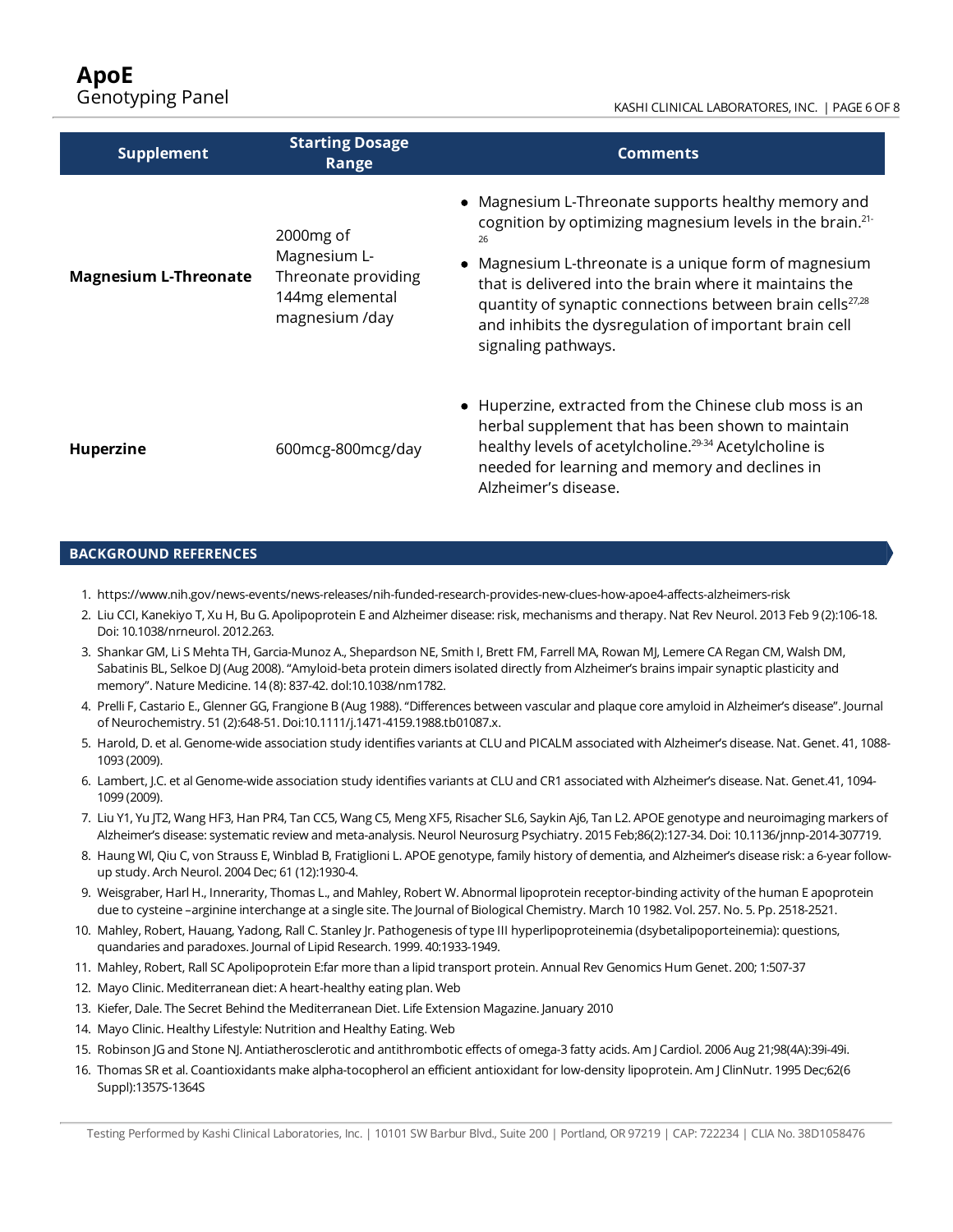| Supplement | Starting Dosage Range | Comments |
|---|---|---|
| **Magnesium L-Threonate** | 2000mg of Magnesium L-Threonate providing 144mg elemental magnesium /day | • Magnesium L-Threonate supports healthy memory and cognition by optimizing magnesium levels in the brain.[21-26]<br>• Magnesium L-threonate is a unique form of magnesium that is delivered into the brain where it maintains the quantity of synaptic connections between brain cells[27,28] and inhibits the dysregulation of important brain cell signaling pathways. |
| **Huperzine** | 600mcg-800mcg/day | • Huperzine, extracted from the Chinese club moss is an herbal supplement that has been shown to maintain healthy levels of acetylcholine.[29-34] Acetylcholine is needed for learning and memory and declines in Alzheimer's disease. |

## BACKGROUND REFERENCES

1. https://www.nih.gov/news-events/news-releases/nih-funded-research-provides-new-clues-how-apoe4-affects-alzheimers-risk
2. Liu CCI, Kanekiyo T, Xu H, Bu G. Apolipoprotein E and Alzheimer disease: risk, mechanisms and therapy. Nat Rev Neurol. 2013 Feb 9 (2):106-18. Doi: 10.1038/nrneurol. 2012.263.
3. Shankar GM, Li S Mehta TH, Garcia-Munoz A., Shepardson NE, Smith I, Brett FM, Farrell MA, Rowan MJ, Lemere CA Regan CM, Walsh DM, Sabatinis BL, Selkoe DJ (Aug 2008). "Amyloid-beta protein dimers isolated directly from Alzheimer's brains impair synaptic plasticity and memory". Nature Medicine. 14 (8): 837-42. dol:10.1038/nm1782.
4. Prelli F, Castario E., Glenner GG, Frangione B (Aug 1988). "Differences between vascular and plaque core amyloid in Alzheimer's disease". Journal of Neurochemistry. 51 (2):648-51. Doi:10.1111/j.1471-4159.1988.tb01087.x.
5. Harold, D. et al. Genome-wide association study identifies variants at CLU and PICALM associated with Alzheimer's disease. Nat. Genet. 41, 1088-1093 (2009).
6. Lambert, J.C. et al Genome-wide association study identifies variants at CLU and CR1 associated with Alzheimer's disease. Nat. Genet.41, 1094-1099 (2009).
7. Liu Y1, Yu JT2, Wang HF3, Han PR4, Tan CC5, Wang C5, Meng XF5, Risacher SL6, Saykin Aj6, Tan L2. APOE genotype and neuroimaging markers of Alzheimer's disease: systematic review and meta-analysis. Neurol Neurosurg Psychiatry. 2015 Feb;86(2):127-34. Doi: 10.1136/jnnp-2014-307719.
8. Haung Wl, Qiu C, von Strauss E, Winblad B, Fratiglioni L. APOE genotype, family history of dementia, and Alzheimer's disease risk: a 6-year follow-up study. Arch Neurol. 2004 Dec; 61 (12):1930-4.
9. Weisgraber, Harl H., Innerarity, Thomas L., and Mahley, Robert W. Abnormal lipoprotein receptor-binding activity of the human E apoprotein due to cysteine –arginine interchange at a single site. The Journal of Biological Chemistry. March 10 1982. Vol. 257. No. 5. Pp. 2518-2521.
10. Mahley, Robert, Hauang, Yadong, Rall C. Stanley Jr. Pathogenesis of type III hyperlipoproteinemia (dsybetalipoporteinemia): questions, quandaries and paradoxes. Journal of Lipid Research. 1999. 40:1933-1949.
11. Mahley, Robert, Rall SC Apolipoprotein E:far more than a lipid transport protein. Annual Rev Genomics Hum Genet. 200; 1:507-37
12. Mayo Clinic. Mediterranean diet: A heart-healthy eating plan. Web
13. Kiefer, Dale. The Secret Behind the Mediterranean Diet. Life Extension Magazine. January 2010
14. Mayo Clinic. Healthy Lifestyle: Nutrition and Healthy Eating. Web
15. Robinson JG and Stone NJ. Antiatherosclerotic and antithrombotic effects of omega-3 fatty acids. Am J Cardiol. 2006 Aug 21;98(4A):39i-49i.
16. Thomas SR et al. Coantioxidants make alpha-tocopherol an efficient antioxidant for low-density lipoprotein. Am J ClinNutr. 1995 Dec;62(6 Suppl):1357S-1364S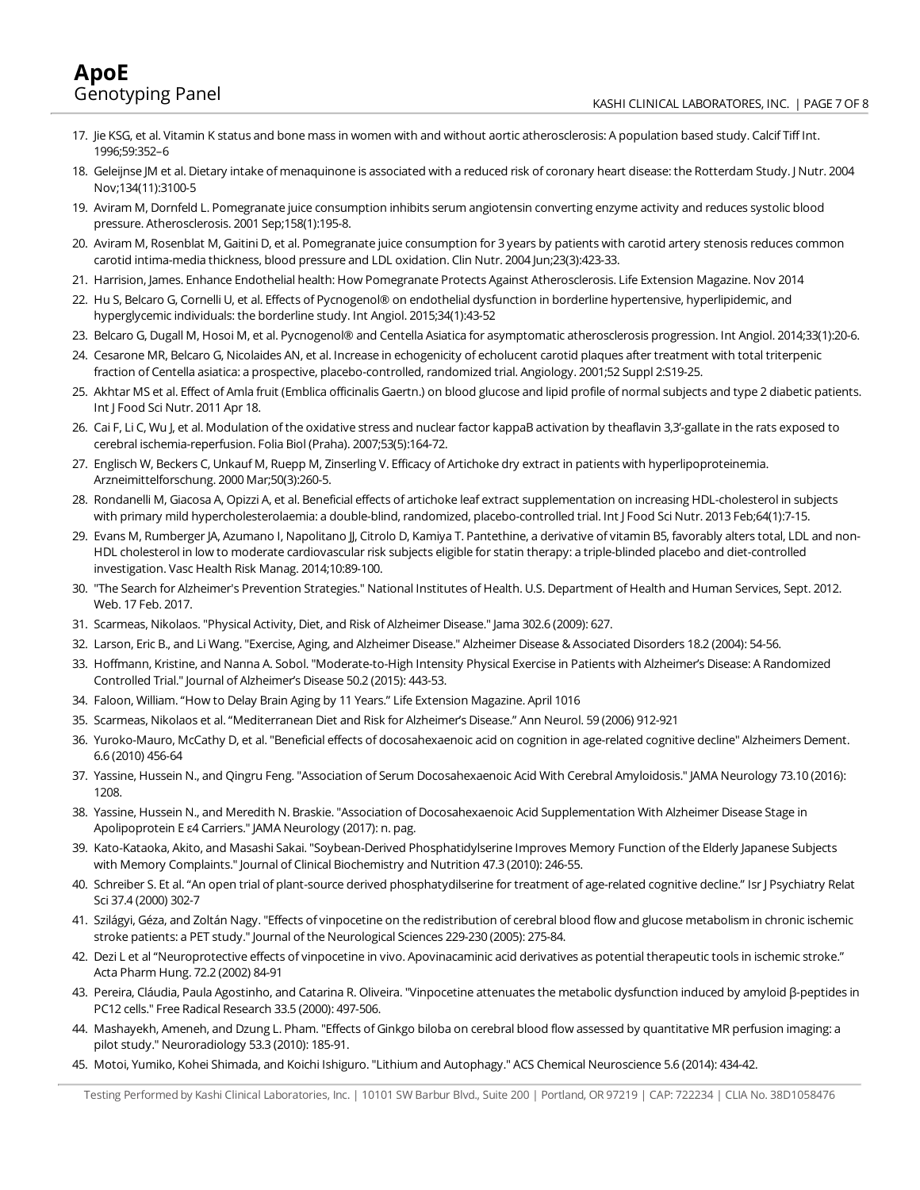17. Jie KSG, et al. Vitamin K status and bone mass in women with and without aortic atherosclerosis: A population based study. Calcif Tiff Int. 1996;59:352–6
18. Geleijnse JM et al. Dietary intake of menaquinone is associated with a reduced risk of coronary heart disease: the Rotterdam Study. J Nutr. 2004 Nov;134(11):3100-5
19. Aviram M, Dornfeld L. Pomegranate juice consumption inhibits serum angiotensin converting enzyme activity and reduces systolic blood pressure. Atherosclerosis. 2001 Sep;158(1):195-8.
20. Aviram M, Rosenblat M, Gaitini D, et al. Pomegranate juice consumption for 3 years by patients with carotid artery stenosis reduces common carotid intima-media thickness, blood pressure and LDL oxidation. Clin Nutr. 2004 Jun;23(3):423-33.
21. Harrision, James. Enhance Endothelial health: How Pomegranate Protects Against Atherosclerosis. Life Extension Magazine. Nov 2014
22. Hu S, Belcaro G, Cornelli U, et al. Effects of Pycnogenol® on endothelial dysfunction in borderline hypertensive, hyperlipidemic, and hyperglycemic individuals: the borderline study. Int Angiol. 2015;34(1):43-52
23. Belcaro G, Dugall M, Hosoi M, et al. Pycnogenol® and Centella Asiatica for asymptomatic atherosclerosis progression. Int Angiol. 2014;33(1):20-6.
24. Cesarone MR, Belcaro G, Nicolaides AN, et al. Increase in echogenicity of echolucent carotid plaques after treatment with total triterpenic fraction of Centella asiatica: a prospective, placebo-controlled, randomized trial. Angiology. 2001;52 Suppl 2:S19-25.
25. Akhtar MS et al. Effect of Amla fruit (Emblica officinalis Gaertn.) on blood glucose and lipid profile of normal subjects and type 2 diabetic patients. Int J Food Sci Nutr. 2011 Apr 18.
26. Cai F, Li C, Wu J, et al. Modulation of the oxidative stress and nuclear factor kappaB activation by theaflavin 3,3'-gallate in the rats exposed to cerebral ischemia-reperfusion. Folia Biol (Praha). 2007;53(5):164-72.
27. Englisch W, Beckers C, Unkauf M, Ruepp M, Zinserling V. Efficacy of Artichoke dry extract in patients with hyperlipoproteinemia. Arzneimittelforschung. 2000 Mar;50(3):260-5.
28. Rondanelli M, Giacosa A, Opizzi A, et al. Beneficial effects of artichoke leaf extract supplementation on increasing HDL-cholesterol in subjects with primary mild hypercholesterolaemia: a double-blind, randomized, placebo-controlled trial. Int J Food Sci Nutr. 2013 Feb;64(1):7-15.
29. Evans M, Rumberger JA, Azumano I, Napolitano JJ, Citrolo D, Kamiya T. Pantethine, a derivative of vitamin B5, favorably alters total, LDL and non-HDL cholesterol in low to moderate cardiovascular risk subjects eligible for statin therapy: a triple-blinded placebo and diet-controlled investigation. Vasc Health Risk Manag. 2014;10:89-100.
30. "The Search for Alzheimer's Prevention Strategies." National Institutes of Health. U.S. Department of Health and Human Services, Sept. 2012. Web. 17 Feb. 2017.
31. Scarmeas, Nikolaos. "Physical Activity, Diet, and Risk of Alzheimer Disease." Jama 302.6 (2009): 627.
32. Larson, Eric B., and Li Wang. "Exercise, Aging, and Alzheimer Disease." Alzheimer Disease & Associated Disorders 18.2 (2004): 54-56.
33. Hoffmann, Kristine, and Nanna A. Sobol. "Moderate-to-High Intensity Physical Exercise in Patients with Alzheimer's Disease: A Randomized Controlled Trial." Journal of Alzheimer's Disease 50.2 (2015): 443-53.
34. Faloon, William. "How to Delay Brain Aging by 11 Years." Life Extension Magazine. April 1016
35. Scarmeas, Nikolaos et al. "Mediterranean Diet and Risk for Alzheimer's Disease." Ann Neurol. 59 (2006) 912-921
36. Yuroko-Mauro, McCathy D, et al. "Beneficial effects of docosahexaenoic acid on cognition in age-related cognitive decline" Alzheimers Dement. 6.6 (2010) 456-64
37. Yassine, Hussein N., and Qingru Feng. "Association of Serum Docosahexaenoic Acid With Cerebral Amyloidosis." JAMA Neurology 73.10 (2016): 1208.
38. Yassine, Hussein N., and Meredith N. Braskie. "Association of Docosahexaenoic Acid Supplementation With Alzheimer Disease Stage in Apolipoprotein E ε4 Carriers." JAMA Neurology (2017): n. pag.
39. Kato-Kataoka, Akito, and Masashi Sakai. "Soybean-Derived Phosphatidylserine Improves Memory Function of the Elderly Japanese Subjects with Memory Complaints." Journal of Clinical Biochemistry and Nutrition 47.3 (2010): 246-55.
40. Schreiber S. Et al. "An open trial of plant-source derived phosphatydilserine for treatment of age-related cognitive decline." Isr J Psychiatry Relat Sci 37.4 (2000) 302-7
41. Szilágyi, Géza, and Zoltán Nagy. "Effects of vinpocetine on the redistribution of cerebral blood flow and glucose metabolism in chronic ischemic stroke patients: a PET study." Journal of the Neurological Sciences 229-230 (2005): 275-84.
42. Dezi L et al "Neuroprotective effects of vinpocetine in vivo. Apovinacaminic acid derivatives as potential therapeutic tools in ischemic stroke." Acta Pharm Hung. 72.2 (2002) 84-91
43. Pereira, Cláudia, Paula Agostinho, and Catarina R. Oliveira. "Vinpocetine attenuates the metabolic dysfunction induced by amyloid β-peptides in PC12 cells." Free Radical Research 33.5 (2000): 497-506.
44. Mashayekh, Ameneh, and Dzung L. Pham. "Effects of Ginkgo biloba on cerebral blood flow assessed by quantitative MR perfusion imaging: a pilot study." Neuroradiology 53.3 (2010): 185-91.
45. Motoi, Yumiko, Kohei Shimada, and Koichi Ishiguro. "Lithium and Autophagy." ACS Chemical Neuroscience 5.6 (2014): 434-42.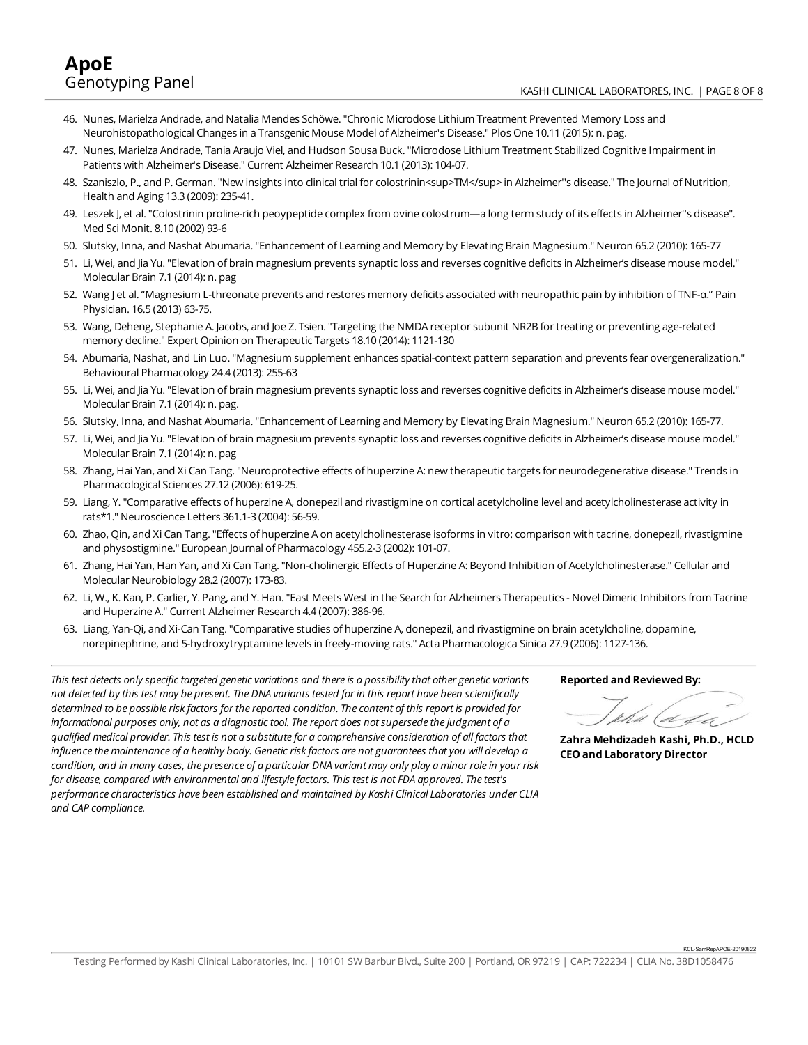46. Nunes, Marielza Andrade, and Natalia Mendes Schöwe. "Chronic Microdose Lithium Treatment Prevented Memory Loss and Neurohistopathological Changes in a Transgenic Mouse Model of Alzheimer's Disease." Plos One 10.11 (2015): n. pag.
47. Nunes, Marielza Andrade, Tania Araujo Viel, and Hudson Sousa Buck. "Microdose Lithium Treatment Stabilized Cognitive Impairment in Patients with Alzheimer's Disease." Current Alzheimer Research 10.1 (2013): 104-07.
48. Szaniszlo, P., and P. German. "New insights into clinical trial for colostrinin<sup>TM</sup> in Alzheimer''s disease." The Journal of Nutrition, Health and Aging 13.3 (2009): 235-41.
49. Leszek J, et al. "Colostrinin proline-rich peoypeptide complex from ovine colostrum—a long term study of its effects in Alzheimer''s disease". Med Sci Monit. 8.10 (2002) 93-6
50. Slutsky, Inna, and Nashat Abumaria. "Enhancement of Learning and Memory by Elevating Brain Magnesium." Neuron 65.2 (2010): 165-77
51. Li, Wei, and Jia Yu. "Elevation of brain magnesium prevents synaptic loss and reverses cognitive deficits in Alzheimer's disease mouse model." Molecular Brain 7.1 (2014): n. pag
52. Wang J et al. "Magnesium L-threonate prevents and restores memory deficits associated with neuropathic pain by inhibition of TNF-α." Pain Physician. 16.5 (2013) 63-75.
53. Wang, Deheng, Stephanie A. Jacobs, and Joe Z. Tsien. "Targeting the NMDA receptor subunit NR2B for treating or preventing age-related memory decline." Expert Opinion on Therapeutic Targets 18.10 (2014): 1121-130
54. Abumaria, Nashat, and Lin Luo. "Magnesium supplement enhances spatial-context pattern separation and prevents fear overgeneralization." Behavioural Pharmacology 24.4 (2013): 255-63
55. Li, Wei, and Jia Yu. "Elevation of brain magnesium prevents synaptic loss and reverses cognitive deficits in Alzheimer's disease mouse model." Molecular Brain 7.1 (2014): n. pag.
56. Slutsky, Inna, and Nashat Abumaria. "Enhancement of Learning and Memory by Elevating Brain Magnesium." Neuron 65.2 (2010): 165-77.
57. Li, Wei, and Jia Yu. "Elevation of brain magnesium prevents synaptic loss and reverses cognitive deficits in Alzheimer's disease mouse model." Molecular Brain 7.1 (2014): n. pag
58. Zhang, Hai Yan, and Xi Can Tang. "Neuroprotective effects of huperzine A: new therapeutic targets for neurodegenerative disease." Trends in Pharmacological Sciences 27.12 (2006): 619-25.
59. Liang, Y. "Comparative effects of huperzine A, donepezil and rivastigmine on cortical acetylcholine level and acetylcholinesterase activity in rats*1." Neuroscience Letters 361.1-3 (2004): 56-59.
60. Zhao, Qin, and Xi Can Tang. "Effects of huperzine A on acetylcholinesterase isoforms in vitro: comparison with tacrine, donepezil, rivastigmine and physostigmine." European Journal of Pharmacology 455.2-3 (2002): 101-07.
61. Zhang, Hai Yan, Han Yan, and Xi Can Tang. "Non-cholinergic Effects of Huperzine A: Beyond Inhibition of Acetylcholinesterase." Cellular and Molecular Neurobiology 28.2 (2007): 173-83.
62. Li, W., K. Kan, P. Carlier, Y. Pang, and Y. Han. "East Meets West in the Search for Alzheimers Therapeutics - Novel Dimeric Inhibitors from Tacrine and Huperzine A." Current Alzheimer Research 4.4 (2007): 386-96.
63. Liang, Yan-Qi, and Xi-Can Tang. "Comparative studies of huperzine A, donepezil, and rivastigmine on brain acetylcholine, dopamine, norepinephrine, and 5-hydroxytryptamine levels in freely-moving rats." Acta Pharmacologica Sinica 27.9 (2006): 1127-136.

*This test detects only specific targeted genetic variations and there is a possibility that other genetic variants not detected by this test may be present. The DNA variants tested for in this report have been scientifically determined to be possible risk factors for the reported condition. The content of this report is provided for informational purposes only, not as a diagnostic tool. The report does not supersede the judgment of a qualified medical provider. This test is not a substitute for a comprehensive consideration of all factors that influence the maintenance of a healthy body. Genetic risk factors are not guarantees that you will develop a condition, and in many cases, the presence of a particular DNA variant may only play a minor role in your risk for disease, compared with environmental and lifestyle factors. This test is not FDA approved. The test's performance characteristics have been established and maintained by Kashi Clinical Laboratories under CLIA and CAP compliance.*

**Reported and Reviewed By:**

**Zahra Mehdizadeh Kashi, Ph.D., HCLD**
**CEO and Laboratory Director**

KCL-SamRepAPOE-20190822

Testing Performed by Kashi Clinical Laboratories, Inc. | 10101 SW Barbur Blvd., Suite 200 | Portland, OR 97219 | CAP: 722234 | CLIA No. 38D1058476